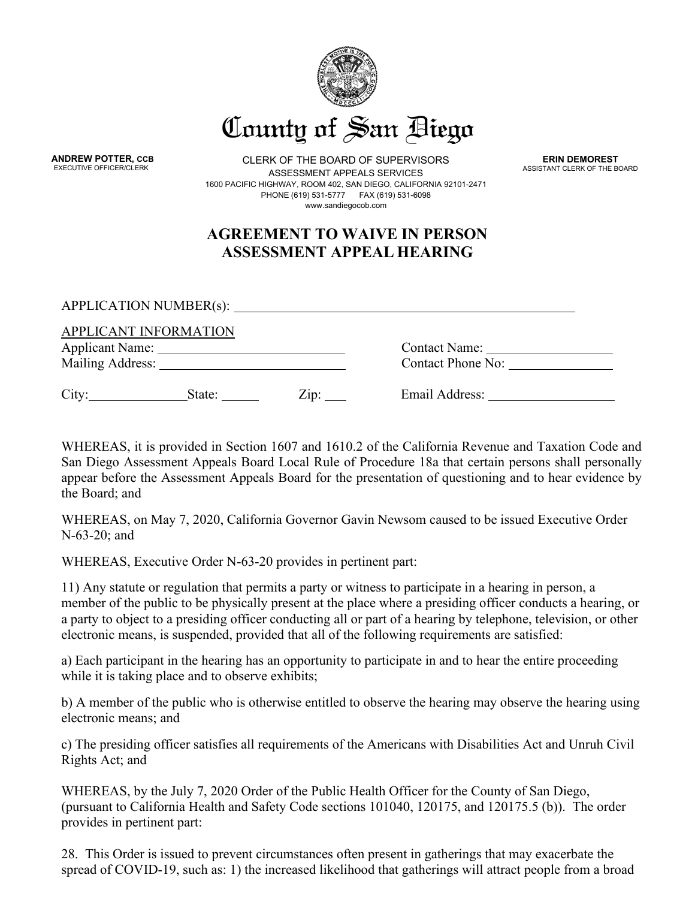# County of San Diego

**ANDREW POTTER, CCB**
EXECUTIVE OFFICER/CLERK

CLERK OF THE BOARD OF SUPERVISORS
ASSESSMENT APPEALS SERVICES
1600 PACIFIC HIGHWAY, ROOM 402, SAN DIEGO, CALIFORNIA 92101-2471
PHONE (619) 531-5777 FAX (619) 531-6098
www.sandiegocob.com

**ERIN DEMOREST**
ASSISTANT CLERK OF THE BOARD

## AGREEMENT TO WAIVE IN PERSON ASSESSMENT APPEAL HEARING

APPLICATION NUMBER(s): ______________________________________________

APPLICANT INFORMATION

Applicant Name: ___________________________ Contact Name: ___________________

Mailing Address: ___________________________ Contact Phone No: _______________

City:______________ State: ______ Zip: ___ Email Address: ___________________

WHEREAS, it is provided in Section 1607 and 1610.2 of the California Revenue and Taxation Code and San Diego Assessment Appeals Board Local Rule of Procedure 18a that certain persons shall personally appear before the Assessment Appeals Board for the presentation of questioning and to hear evidence by the Board; and

WHEREAS, on May 7, 2020, California Governor Gavin Newsom caused to be issued Executive Order N-63-20; and

WHEREAS, Executive Order N-63-20 provides in pertinent part:

11) Any statute or regulation that permits a party or witness to participate in a hearing in person, a member of the public to be physically present at the place where a presiding officer conducts a hearing, or a party to object to a presiding officer conducting all or part of a hearing by telephone, television, or other electronic means, is suspended, provided that all of the following requirements are satisfied:

a) Each participant in the hearing has an opportunity to participate in and to hear the entire proceeding while it is taking place and to observe exhibits;

b) A member of the public who is otherwise entitled to observe the hearing may observe the hearing using electronic means; and

c) The presiding officer satisfies all requirements of the Americans with Disabilities Act and Unruh Civil Rights Act; and

WHEREAS, by the July 7, 2020 Order of the Public Health Officer for the County of San Diego, (pursuant to California Health and Safety Code sections 101040, 120175, and 120175.5 (b)). The order provides in pertinent part:

28. This Order is issued to prevent circumstances often present in gatherings that may exacerbate the spread of COVID-19, such as: 1) the increased likelihood that gatherings will attract people from a broad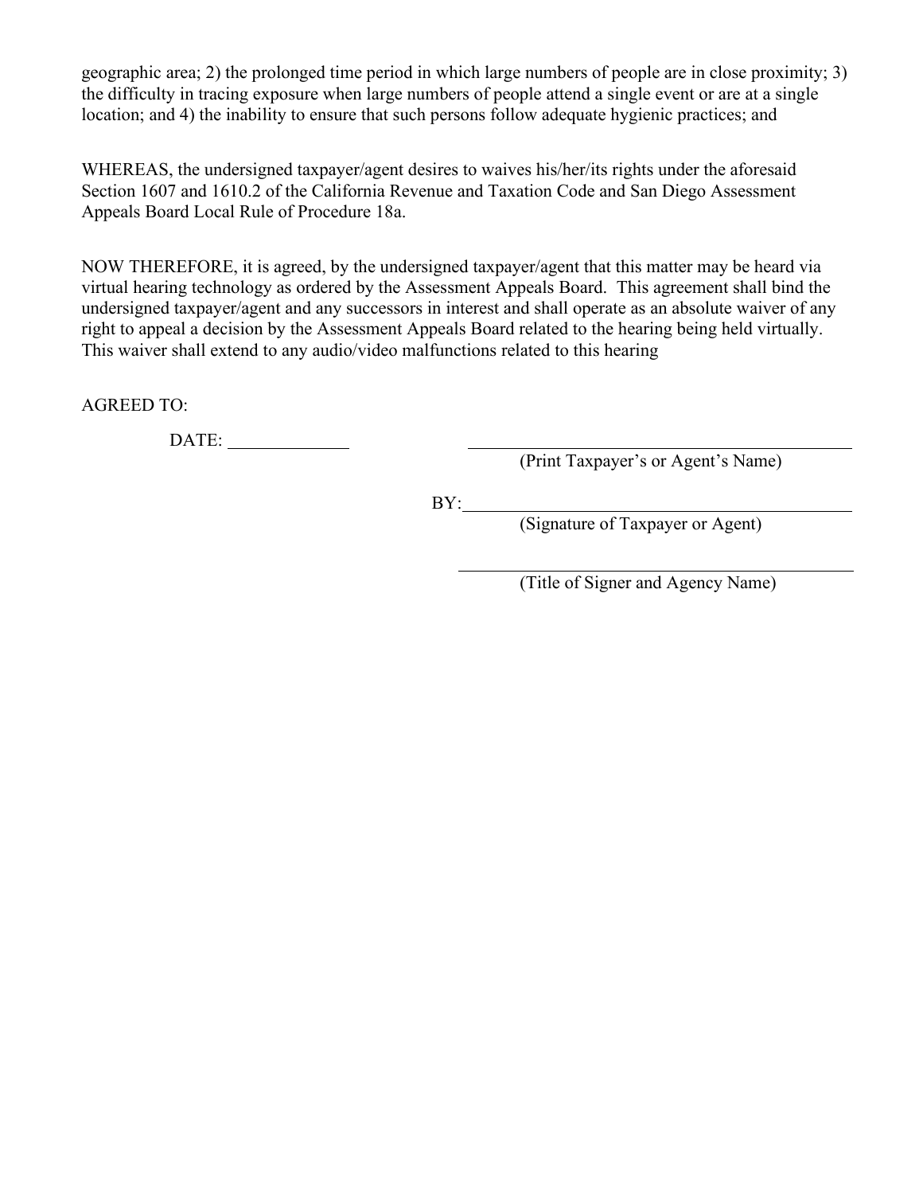geographic area; 2) the prolonged time period in which large numbers of people are in close proximity; 3) the difficulty in tracing exposure when large numbers of people attend a single event or are at a single location; and 4) the inability to ensure that such persons follow adequate hygienic practices; and

WHEREAS, the undersigned taxpayer/agent desires to waives his/her/its rights under the aforesaid Section 1607 and 1610.2 of the California Revenue and Taxation Code and San Diego Assessment Appeals Board Local Rule of Procedure 18a.

NOW THEREFORE, it is agreed, by the undersigned taxpayer/agent that this matter may be heard via virtual hearing technology as ordered by the Assessment Appeals Board. This agreement shall bind the undersigned taxpayer/agent and any successors in interest and shall operate as an absolute waiver of any right to appeal a decision by the Assessment Appeals Board related to the hearing being held virtually. This waiver shall extend to any audio/video malfunctions related to this hearing

AGREED TO:

DATE: ______________

_____________________________________________
(Print Taxpayer's or Agent's Name)

BY: _____________________________________________
(Signature of Taxpayer or Agent)

_____________________________________________
(Title of Signer and Agency Name)